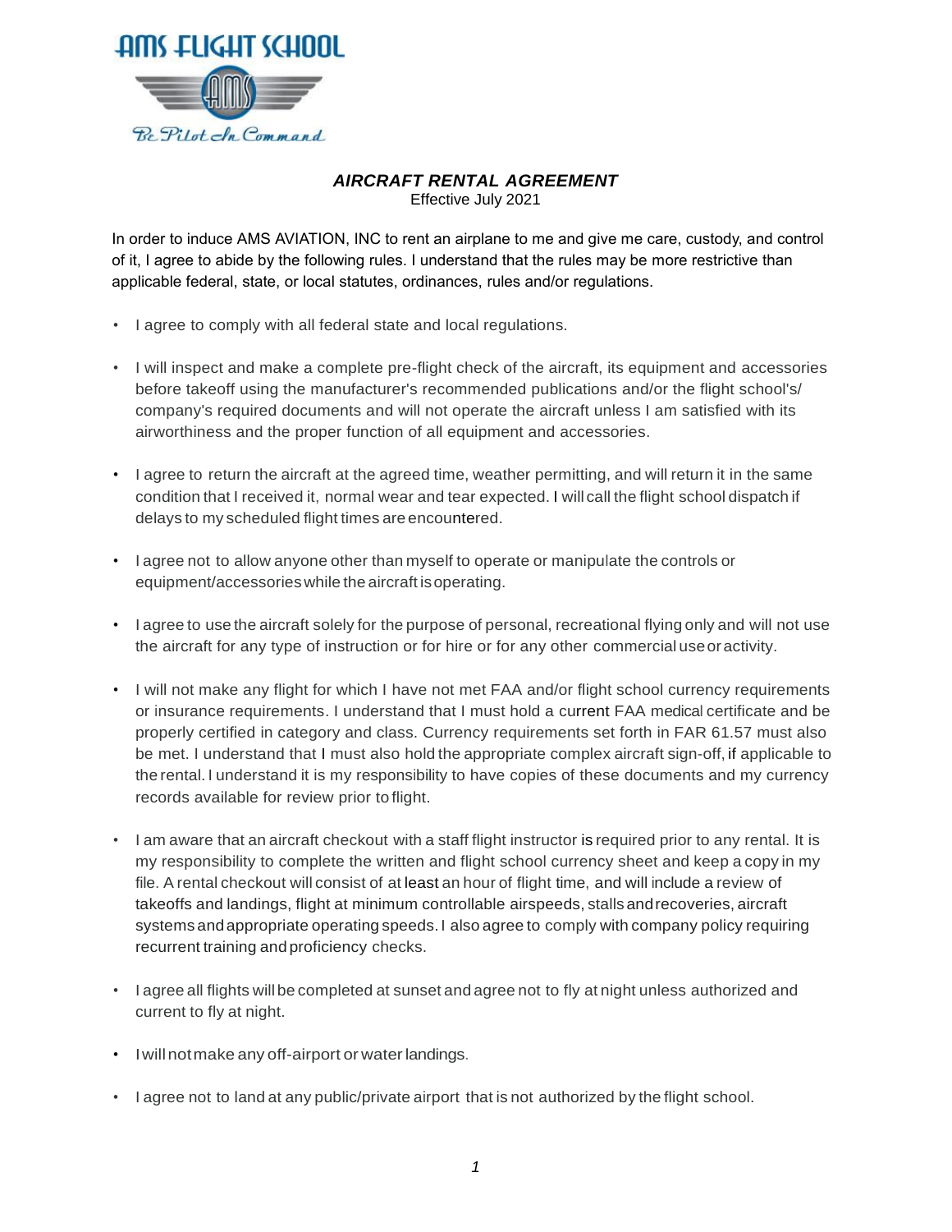# AMS FLIGHT SCHOOL

*Be Pilot In Command*

## *AIRCRAFT RENTAL AGREEMENT*

Effective July 2021

In order to induce AMS AVIATION, INC to rent an airplane to me and give me care, custody, and control of it, I agree to abide by the following rules. I understand that the rules may be more restrictive than applicable federal, state, or local statutes, ordinances, rules and/or regulations.

- I agree to comply with all federal state and local regulations.
- I will inspect and make a complete pre-flight check of the aircraft, its equipment and accessories before takeoff using the manufacturer's recommended publications and/or the flight school's/ company's required documents and will not operate the aircraft unless I am satisfied with its airworthiness and the proper function of all equipment and accessories.
- I agree to return the aircraft at the agreed time, weather permitting, and will return it in the same condition that I received it, normal wear and tear expected. I will call the flight school dispatch if delays to my scheduled flight times are encountered.
- I agree not to allow anyone other than myself to operate or manipulate the controls or equipment/accessories while the aircraft is operating.
- I agree to use the aircraft solely for the purpose of personal, recreational flying only and will not use the aircraft for any type of instruction or for hire or for any other commercial use or activity.
- I will not make any flight for which I have not met FAA and/or flight school currency requirements or insurance requirements. I understand that I must hold a current FAA medical certificate and be properly certified in category and class. Currency requirements set forth in FAR 61.57 must also be met. I understand that I must also hold the appropriate complex aircraft sign-off, if applicable to the rental. I understand it is my responsibility to have copies of these documents and my currency records available for review prior to flight.
- I am aware that an aircraft checkout with a staff flight instructor is required prior to any rental. It is my responsibility to complete the written and flight school currency sheet and keep a copy in my file. A rental checkout will consist of at least an hour of flight time, and will include a review of takeoffs and landings, flight at minimum controllable airspeeds, stalls and recoveries, aircraft systems and appropriate operating speeds. I also agree to comply with company policy requiring recurrent training and proficiency checks.
- I agree all flights will be completed at sunset and agree not to fly at night unless authorized and current to fly at night.
- I will not make any off-airport or water landings.
- I agree not to land at any public/private airport that is not authorized by the flight school.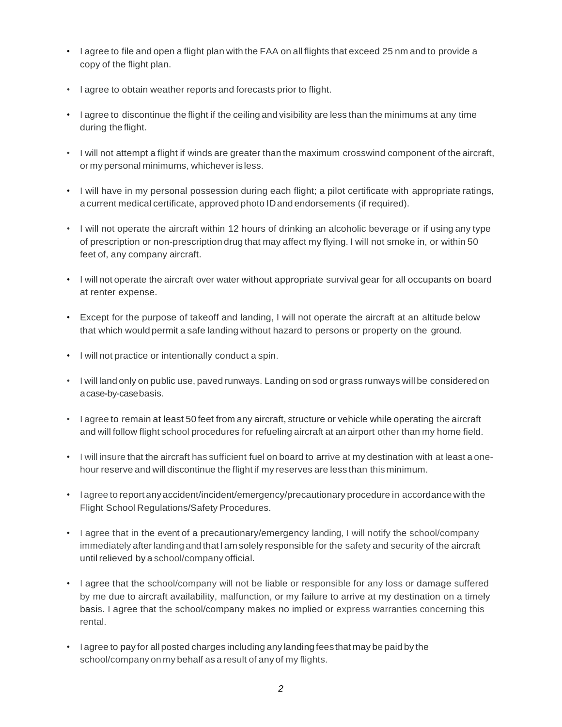- I agree to file and open a flight plan with the FAA on all flights that exceed 25 nm and to provide a copy of the flight plan.
- I agree to obtain weather reports and forecasts prior to flight.
- I agree to discontinue the flight if the ceiling and visibility are less than the minimums at any time during the flight.
- I will not attempt a flight if winds are greater than the maximum crosswind component of the aircraft, or my personal minimums, whichever is less.
- I will have in my personal possession during each flight; a pilot certificate with appropriate ratings, a current medical certificate, approved photo ID and endorsements (if required).
- I will not operate the aircraft within 12 hours of drinking an alcoholic beverage or if using any type of prescription or non-prescription drug that may affect my flying. I will not smoke in, or within 50 feet of, any company aircraft.
- I will not operate the aircraft over water without appropriate survival gear for all occupants on board at renter expense.
- Except for the purpose of takeoff and landing, I will not operate the aircraft at an altitude below that which would permit a safe landing without hazard to persons or property on the ground.
- I will not practice or intentionally conduct a spin.
- I will land only on public use, paved runways. Landing on sod or grass runways will be considered on a case-by-case basis.
- I agree to remain at least 50 feet from any aircraft, structure or vehicle while operating the aircraft and will follow flight school procedures for refueling aircraft at an airport other than my home field.
- I will insure that the aircraft has sufficient fuel on board to arrive at my destination with at least a one-hour reserve and will discontinue the flight if my reserves are less than this minimum.
- I agree to report any accident/incident/emergency/precautionary procedure in accordance with the Flight School Regulations/Safety Procedures.
- I agree that in the event of a precautionary/emergency landing, I will notify the school/company immediately after landing and that I am solely responsible for the safety and security of the aircraft until relieved by a school/company official.
- I agree that the school/company will not be liable or responsible for any loss or damage suffered by me due to aircraft availability, malfunction, or my failure to arrive at my destination on a timely basis. I agree that the school/company makes no implied or express warranties concerning this rental.
- I agree to pay for all posted charges including any landing fees that may be paid by the school/company on my behalf as a result of any of my flights.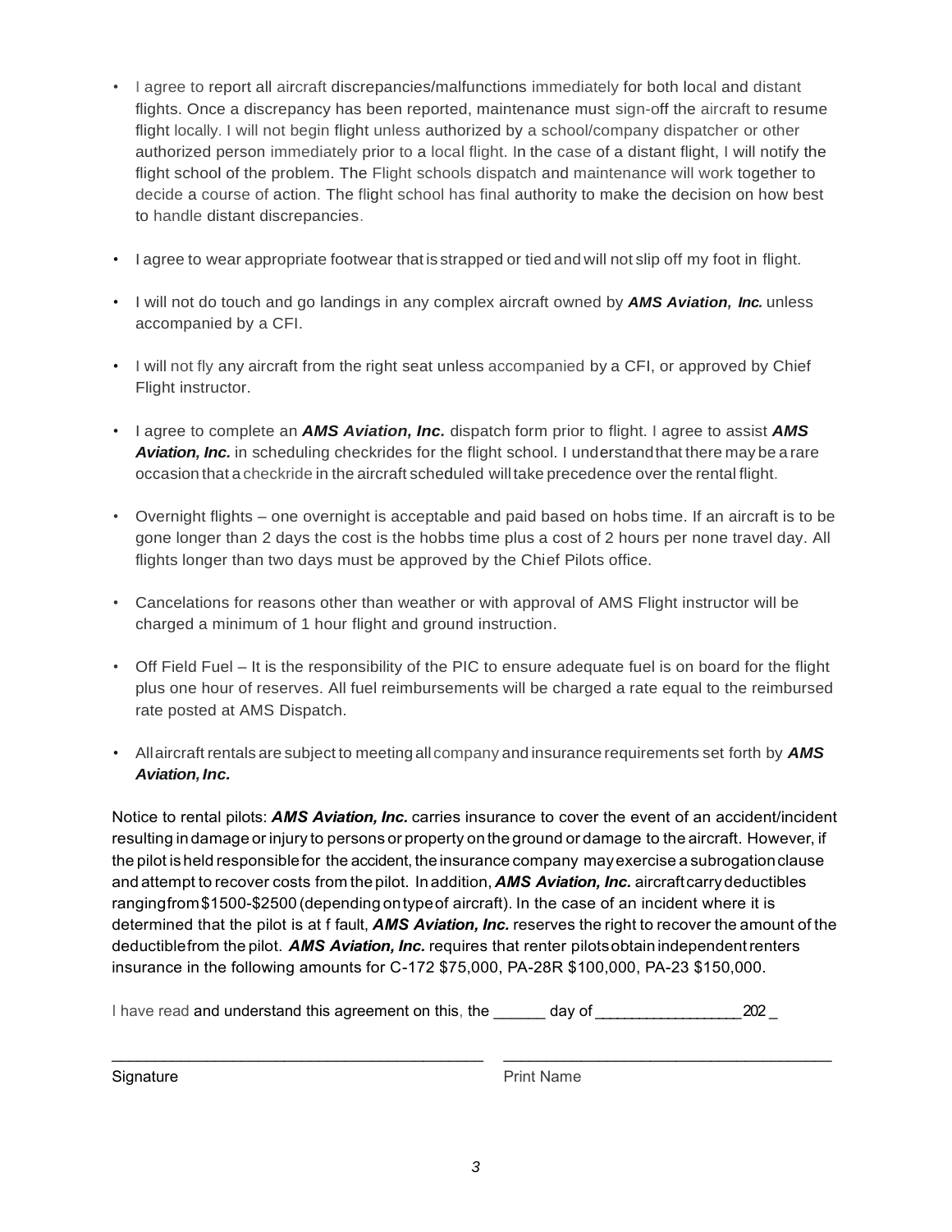- I agree to report all aircraft discrepancies/malfunctions immediately for both local and distant flights. Once a discrepancy has been reported, maintenance must sign-off the aircraft to resume flight locally. I will not begin flight unless authorized by a school/company dispatcher or other authorized person immediately prior to a local flight. In the case of a distant flight, I will notify the flight school of the problem. The Flight schools dispatch and maintenance will work together to decide a course of action. The flight school has final authority to make the decision on how best to handle distant discrepancies.

- I agree to wear appropriate footwear that is strapped or tied and will not slip off my foot in flight.

- I will not do touch and go landings in any complex aircraft owned by ***AMS Aviation, Inc.*** unless accompanied by a CFI.

- I will not fly any aircraft from the right seat unless accompanied by a CFI, or approved by Chief Flight instructor.

- I agree to complete an ***AMS Aviation, Inc.*** dispatch form prior to flight. I agree to assist ***AMS Aviation, Inc.*** in scheduling checkrides for the flight school. I understand that there may be a rare occasion that a checkride in the aircraft scheduled will take precedence over the rental flight.

- Overnight flights – one overnight is acceptable and paid based on hobs time. If an aircraft is to be gone longer than 2 days the cost is the hobbs time plus a cost of 2 hours per none travel day. All flights longer than two days must be approved by the Chief Pilots office.

- Cancelations for reasons other than weather or with approval of AMS Flight instructor will be charged a minimum of 1 hour flight and ground instruction.

- Off Field Fuel – It is the responsibility of the PIC to ensure adequate fuel is on board for the flight plus one hour of reserves. All fuel reimbursements will be charged a rate equal to the reimbursed rate posted at AMS Dispatch.

- All aircraft rentals are subject to meeting all company and insurance requirements set forth by ***AMS Aviation, Inc.***

Notice to rental pilots: ***AMS Aviation, Inc.*** carries insurance to cover the event of an accident/incident resulting in damage or injury to persons or property on the ground or damage to the aircraft. However, if the pilot is held responsible for the accident, the insurance company may exercise a subrogation clause and attempt to recover costs from the pilot. In addition, ***AMS Aviation, Inc.*** aircraft carry deductibles ranging from $1500-$2500 (depending on type of aircraft). In the case of an incident where it is determined that the pilot is at f fault, ***AMS Aviation, Inc.*** reserves the right to recover the amount of the deductible from the pilot. ***AMS Aviation, Inc.*** requires that renter pilots obtain independent renters insurance in the following amounts for C-172 $75,000, PA-28R $100,000, PA-23 $150,000.

I have read and understand this agreement on this, the ______ day of __________________202 _

_____________________________________________ _______________________________________

Signature Print Name